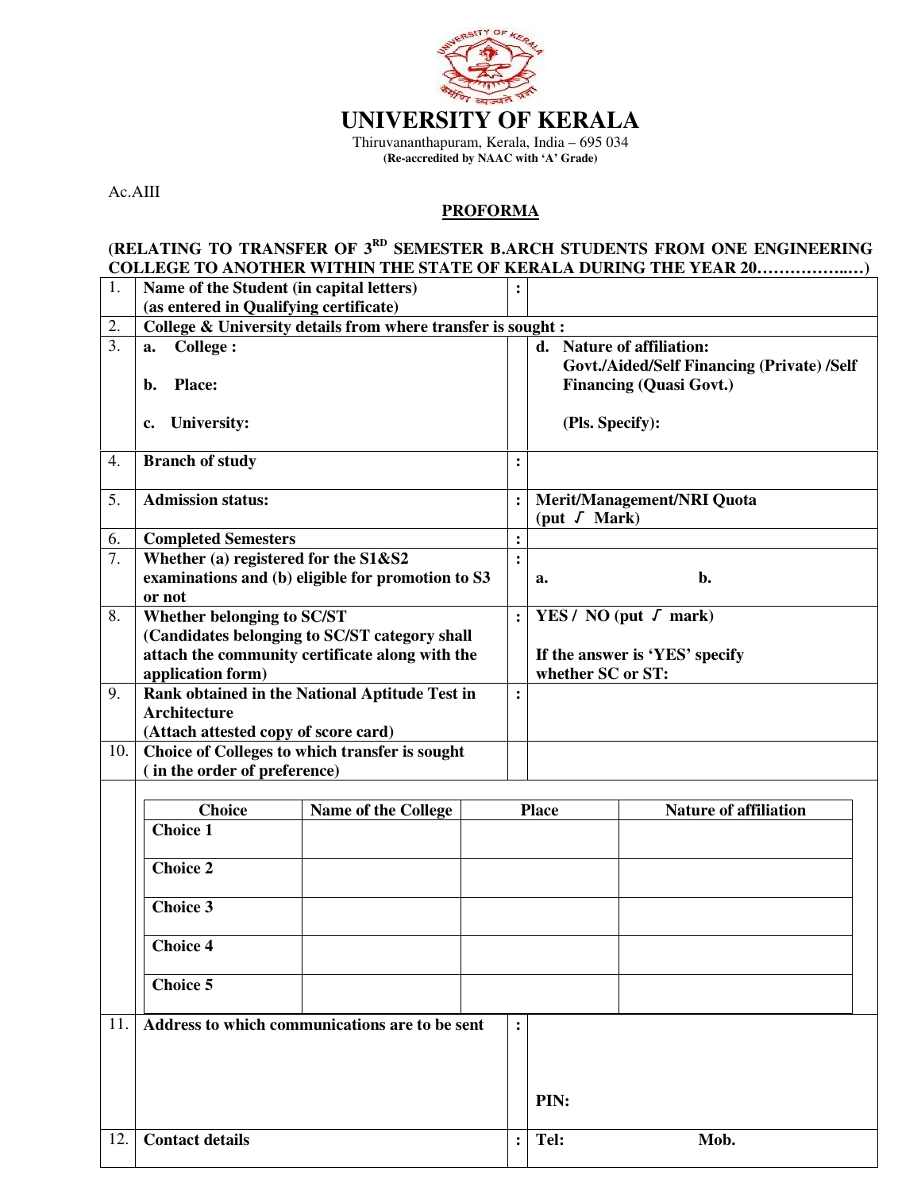# UNIVERSITY OF KERALA

Thiruvananthapuram, Kerala, India – 695 034

**(Re-accredited by NAAC with 'A' Grade)**

Ac.AIII

## PROFORMA

**(RELATING TO TRANSFER OF 3RD SEMESTER B.ARCH STUDENTS FROM ONE ENGINEERING COLLEGE TO ANOTHER WITHIN THE STATE OF KERALA DURING THE YEAR 20……………..…)**

| No. | Particulars | | |
|---|---|---|---|
| 1. | **Name of the Student (in capital letters) (as entered in Qualifying certificate)** | : | |
| 2. | **College & University details from where transfer is sought :** | | |
| 3. | **a. College :**<br><br>**b. Place:**<br><br>**c. University:** | | **d. Nature of affiliation: Govt./Aided/Self Financing (Private) /Self Financing (Quasi Govt.)**<br><br>**(Pls. Specify):** |
| 4. | **Branch of study** | : | |
| 5. | **Admission status:** | : | **Merit/Management/NRI Quota (put √ Mark)** |
| 6. | **Completed Semesters** | : | |
| 7. | **Whether (a) registered for the S1&S2 examinations and (b) eligible for promotion to S3 or not** | : | **a. b.** |
| 8. | **Whether belonging to SC/ST (Candidates belonging to SC/ST category shall attach the community certificate along with the application form)** | : | **YES / NO (put √ mark)**<br><br>**If the answer is 'YES' specify whether SC or ST:** |
| 9. | **Rank obtained in the National Aptitude Test in Architecture (Attach attested copy of score card)** | : | |
| 10. | **Choice of Colleges to which transfer is sought ( in the order of preference)** | | |

| Choice | Name of the College | Place | Nature of affiliation |
|---|---|---|---|
| **Choice 1** | | | |
| **Choice 2** | | | |
| **Choice 3** | | | |
| **Choice 4** | | | |
| **Choice 5** | | | |

| No. | Particulars | | |
|---|---|---|---|
| 11. | **Address to which communications are to be sent** | : | **PIN:** |
| 12. | **Contact details** | : | **Tel: Mob.** |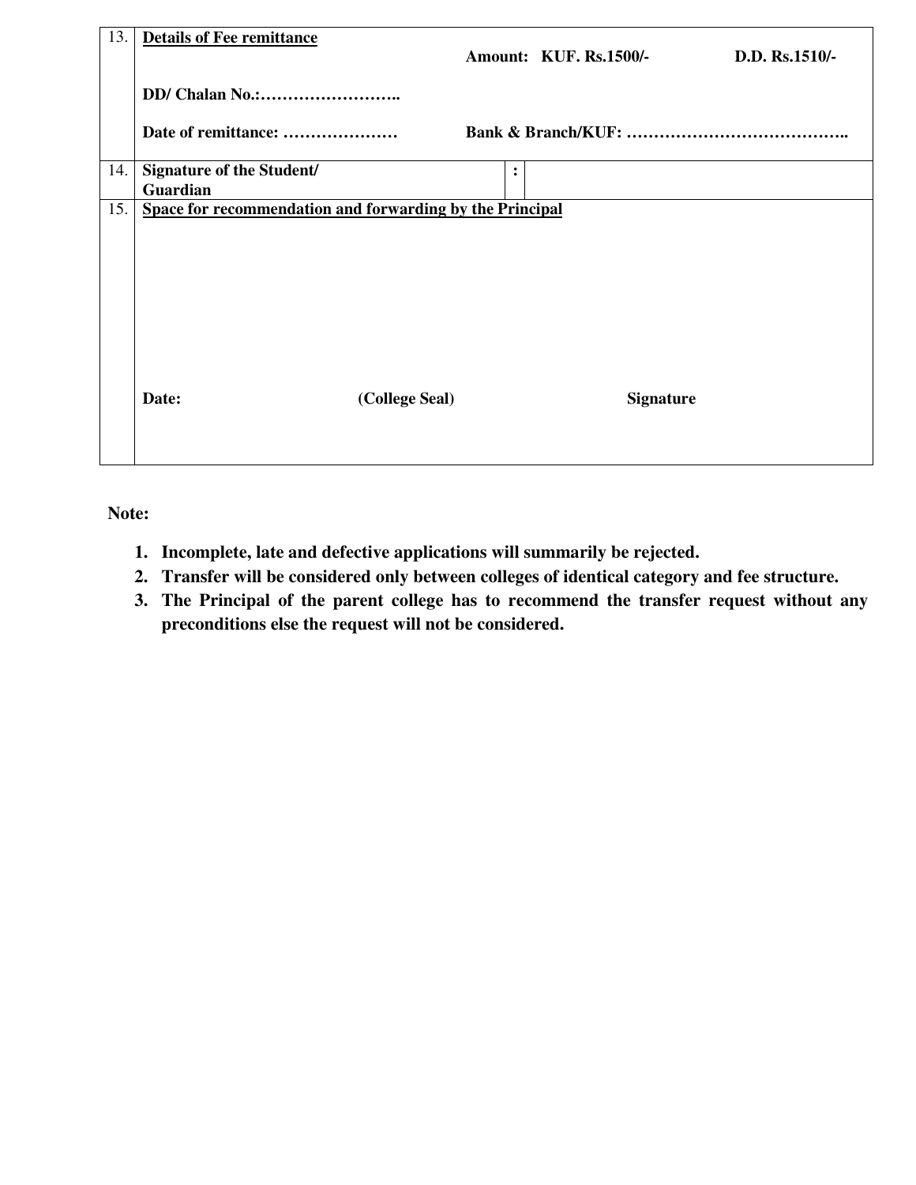| | | | |
|---|---|---|---|
| 13. | **Details of Fee remittance**<br><br>**Amount: KUF. Rs.1500/- D.D. Rs.1510/-**<br><br>**DD/ Chalan No.:……………………..**<br><br>**Date of remittance: ………………… Bank & Branch/KUF: …………………………………..** | | |
| 14. | **Signature of the Student/ Guardian** | **:** | |
| 15. | **Space for recommendation and forwarding by the Principal**<br><br><br><br><br>**Date: (College Seal) Signature** | | |

**Note:**

1. **Incomplete, late and defective applications will summarily be rejected.**
2. **Transfer will be considered only between colleges of identical category and fee structure.**
3. **The Principal of the parent college has to recommend the transfer request without any preconditions else the request will not be considered.**